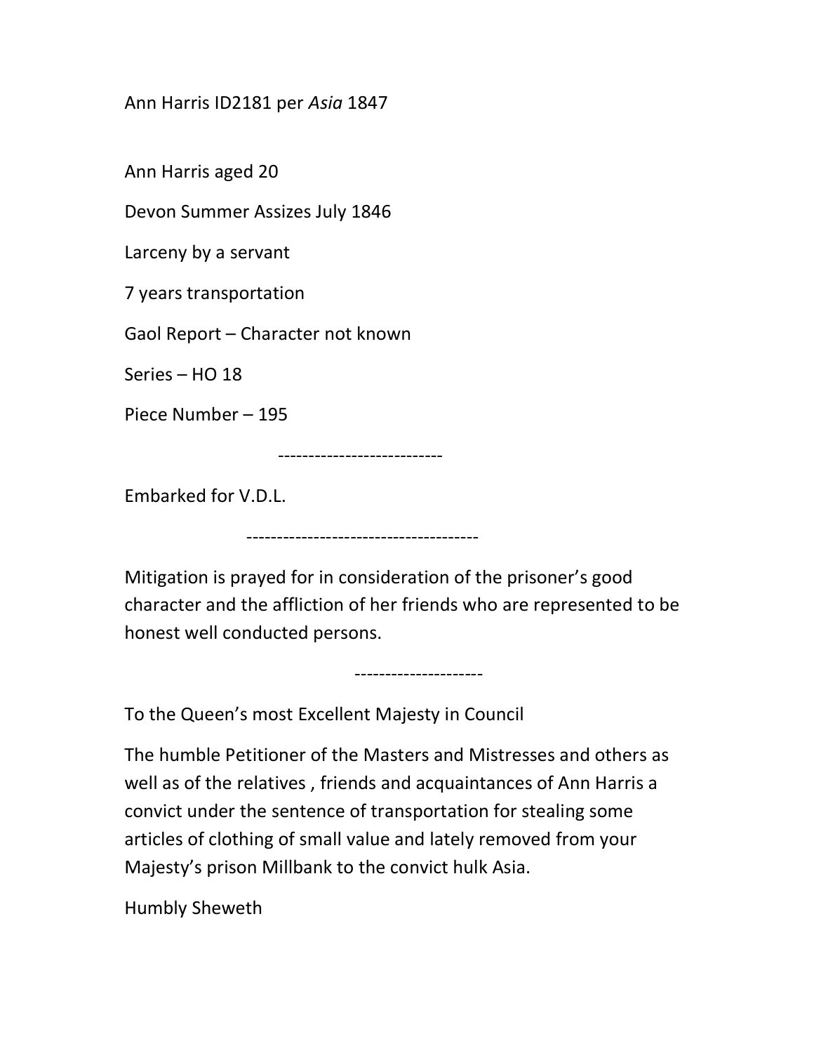Ann Harris ID2181 per *Asia* 1847

Ann Harris aged 20

Devon Summer Assizes July 1846

Larceny by a servant

7 years transportation

Gaol Report – Character not known

Series – HO 18

Piece Number – 195

---------------------------

Embarked for V.D.L.

--------------------------------------

Mitigation is prayed for in consideration of the prisoner's good character and the affliction of her friends who are represented to be honest well conducted persons.

---------------------

To the Queen's most Excellent Majesty in Council

The humble Petitioner of the Masters and Mistresses and others as well as of the relatives , friends and acquaintances of Ann Harris a convict under the sentence of transportation for stealing some articles of clothing of small value and lately removed from your Majesty's prison Millbank to the convict hulk Asia.

Humbly Sheweth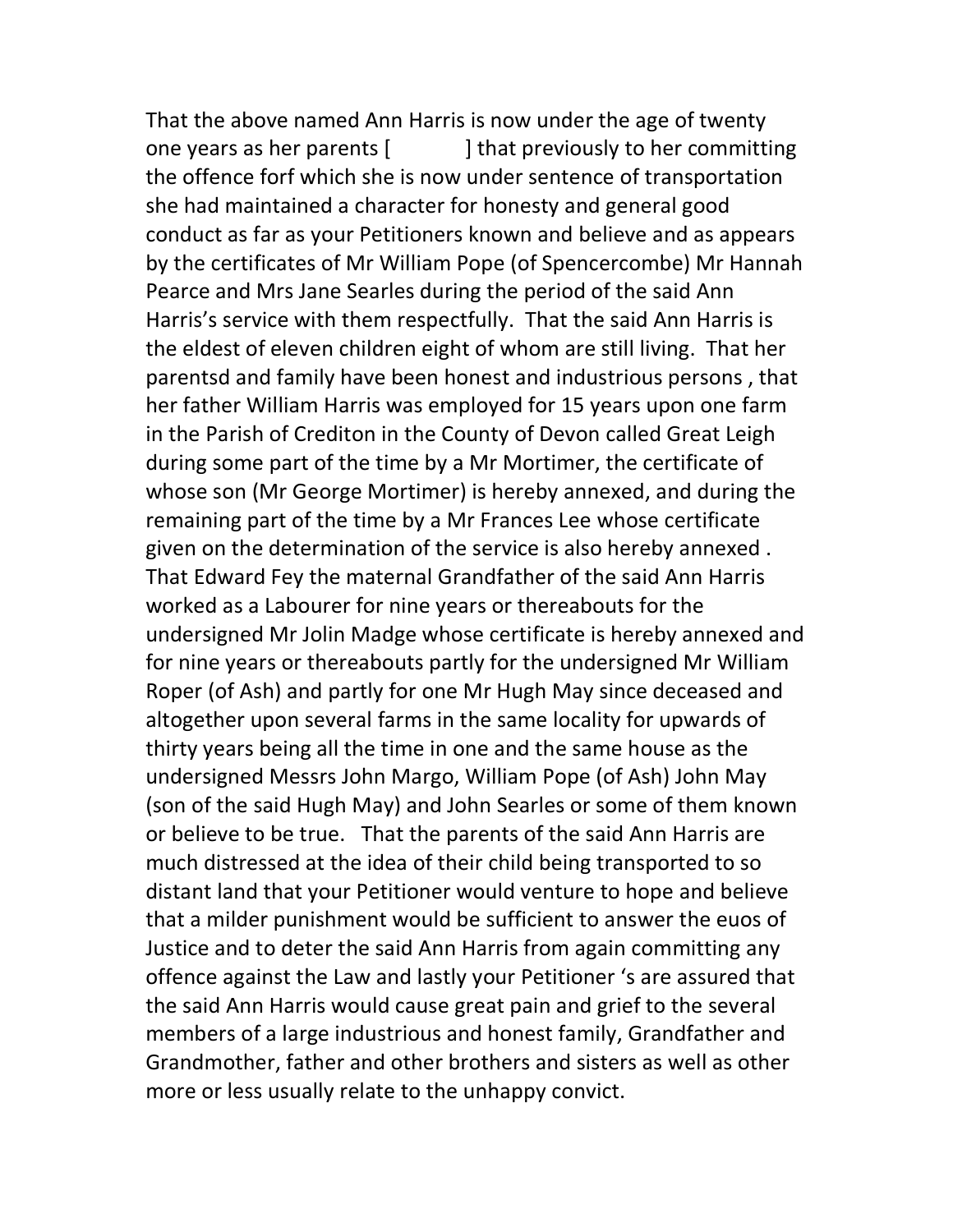That the above named Ann Harris is now under the age of twenty one years as her parents [ ] that previously to her committing the offence forf which she is now under sentence of transportation she had maintained a character for honesty and general good conduct as far as your Petitioners known and believe and as appears by the certificates of Mr William Pope (of Spencercombe) Mr Hannah Pearce and Mrs Jane Searles during the period of the said Ann Harris's service with them respectfully. That the said Ann Harris is the eldest of eleven children eight of whom are still living. That her parentsd and family have been honest and industrious persons , that her father William Harris was employed for 15 years upon one farm in the Parish of Crediton in the County of Devon called Great Leigh during some part of the time by a Mr Mortimer, the certificate of whose son (Mr George Mortimer) is hereby annexed, and during the remaining part of the time by a Mr Frances Lee whose certificate given on the determination of the service is also hereby annexed . That Edward Fey the maternal Grandfather of the said Ann Harris worked as a Labourer for nine years or thereabouts for the undersigned Mr Jolin Madge whose certificate is hereby annexed and for nine years or thereabouts partly for the undersigned Mr William Roper (of Ash) and partly for one Mr Hugh May since deceased and altogether upon several farms in the same locality for upwards of thirty years being all the time in one and the same house as the undersigned Messrs John Margo, William Pope (of Ash) John May (son of the said Hugh May) and John Searles or some of them known or believe to be true. That the parents of the said Ann Harris are much distressed at the idea of their child being transported to so distant land that your Petitioner would venture to hope and believe that a milder punishment would be sufficient to answer the euos of Justice and to deter the said Ann Harris from again committing any offence against the Law and lastly your Petitioner 's are assured that the said Ann Harris would cause great pain and grief to the several members of a large industrious and honest family, Grandfather and Grandmother, father and other brothers and sisters as well as other more or less usually relate to the unhappy convict.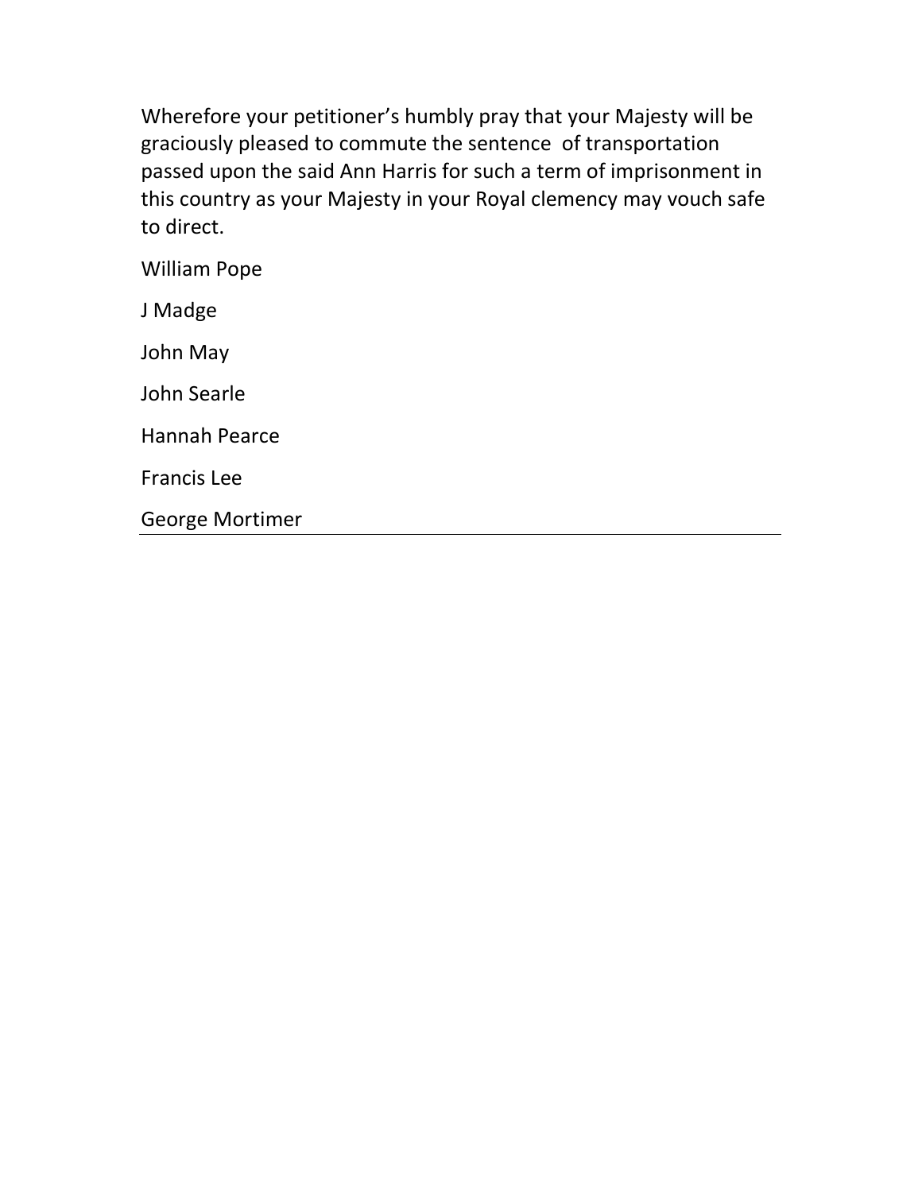Wherefore your petitioner's humbly pray that your Majesty will be graciously pleased to commute the sentence of transportation passed upon the said Ann Harris for such a term of imprisonment in this country as your Majesty in your Royal clemency may vouch safe to direct.

William Pope

J Madge

John May

John Searle

Hannah Pearce

Francis Lee

George Mortimer

---